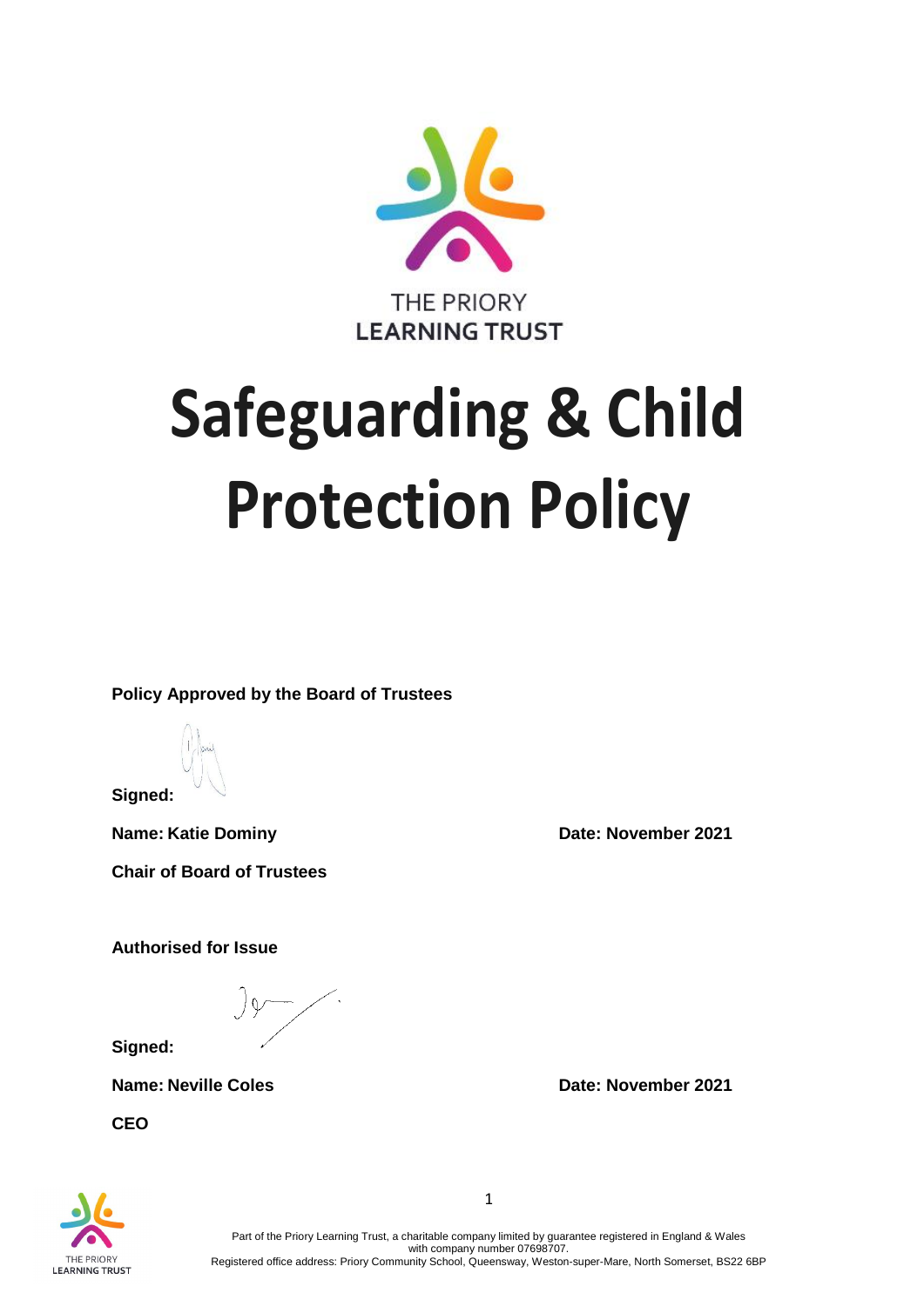THE PRIORY
LEARNING TRUST

# Safeguarding & Child Protection Policy

**Policy Approved by the Board of Trustees**

**Signed:**

**Name: Katie Dominy** **Date: November 2021**

**Chair of Board of Trustees**

**Authorised for Issue**

**Signed:**

**Name: Neville Coles** **Date: November 2021**

**CEO**

Part of the Priory Learning Trust, a charitable company limited by guarantee registered in England & Wales with company number 07698707.
Registered office address: Priory Community School, Queensway, Weston-super-Mare, North Somerset, BS22 6BP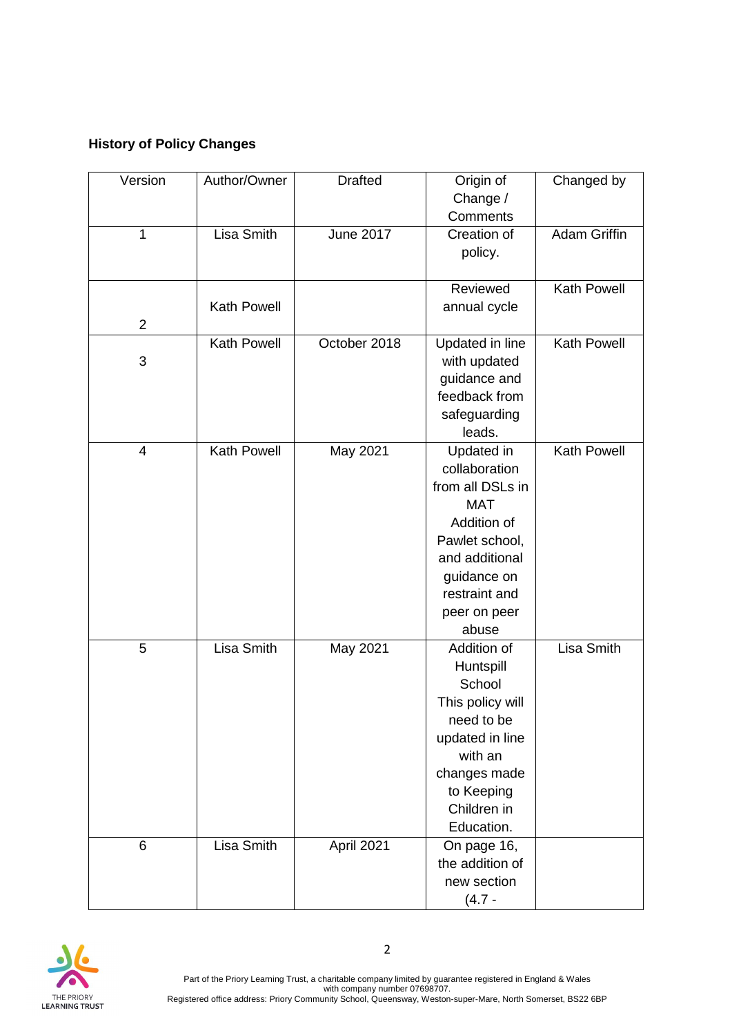**History of Policy Changes**

| Version | Author/Owner | Drafted | Origin of Change / Comments | Changed by |
|---|---|---|---|---|
| 1 | Lisa Smith | June 2017 | Creation of policy. | Adam Griffin |
| 2 | Kath Powell | | Reviewed annual cycle | Kath Powell |
| 3 | Kath Powell | October 2018 | Updated in line with updated guidance and feedback from safeguarding leads. | Kath Powell |
| 4 | Kath Powell | May 2021 | Updated in collaboration from all DSLs in MAT Addition of Pawlet school, and additional guidance on restraint and peer on peer abuse | Kath Powell |
| 5 | Lisa Smith | May 2021 | Addition of Huntspill School This policy will need to be updated in line with an changes made to Keeping Children in Education. | Lisa Smith |
| 6 | Lisa Smith | April 2021 | On page 16, the addition of new section (4.7 - | |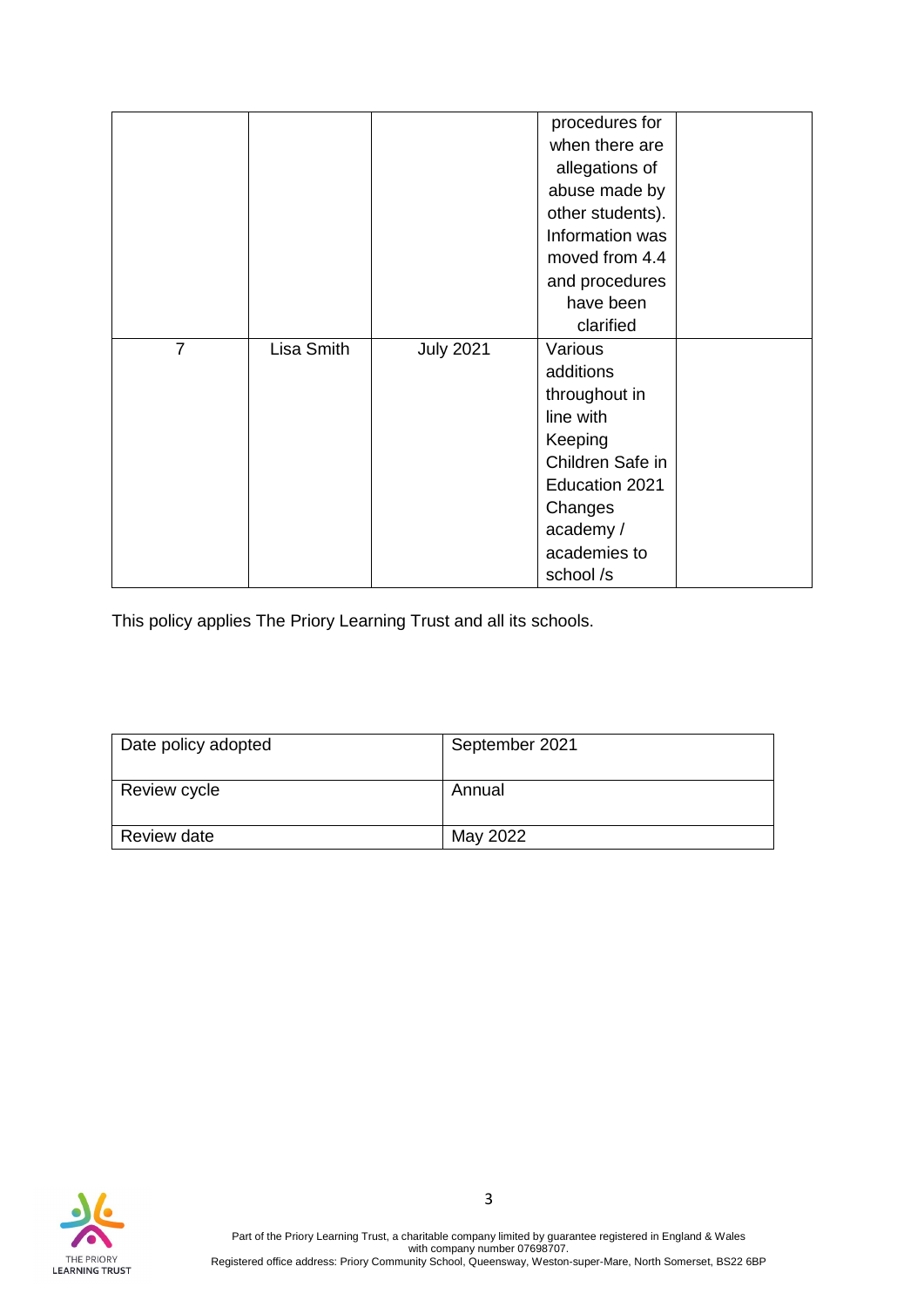|  |  |  | procedures for when there are allegations of abuse made by other students). Information was moved from 4.4 and procedures have been clarified |  |
|---|---|---|---|---|
| 7 | Lisa Smith | July 2021 | Various additions throughout in line with Keeping Children Safe in Education 2021 Changes academy / academies to school /s |  |

This policy applies The Priory Learning Trust and all its schools.

| Date policy adopted | September 2021 |
|---|---|
| Review cycle | Annual |
| Review date | May 2022 |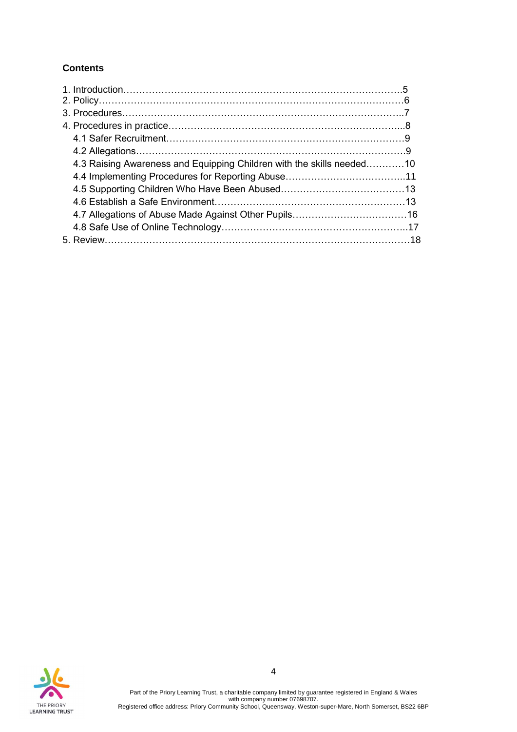**Contents**

1. Introduction……………………………………………………………………………….5
2. Policy……………………………………………………………………………………6
3. Procedures……………………………………………………………………………..7
4. Procedures in practice………………………………………………………………...8
   - 4.1 Safer Recruitment………………………………………………………………9
   - 4.2 Allegations………………………………………………………………………9
   - 4.3 Raising Awareness and Equipping Children with the skills needed…………10
   - 4.4 Implementing Procedures for Reporting Abuse………………………………..11
   - 4.5 Supporting Children Who Have Been Abused………………………………13
   - 4.6 Establish a Safe Environment………………………………………………13
   - 4.7 Allegations of Abuse Made Against Other Pupils………………………………16
   - 4.8 Safe Use of Online Technology…………………………………………………..17
5. Review…………………………………………………………………………………18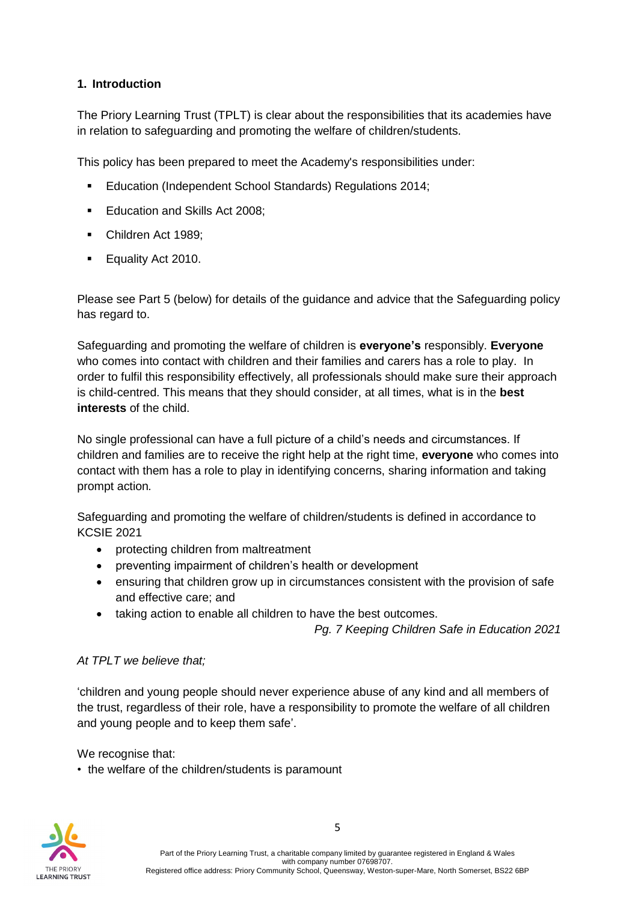## 1. Introduction

The Priory Learning Trust (TPLT) is clear about the responsibilities that its academies have in relation to safeguarding and promoting the welfare of children/students.

This policy has been prepared to meet the Academy's responsibilities under:

- Education (Independent School Standards) Regulations 2014;
- Education and Skills Act 2008;
- Children Act 1989;
- Equality Act 2010.

Please see Part 5 (below) for details of the guidance and advice that the Safeguarding policy has regard to.

Safeguarding and promoting the welfare of children is **everyone's** responsibly. **Everyone** who comes into contact with children and their families and carers has a role to play. In order to fulfil this responsibility effectively, all professionals should make sure their approach is child-centred. This means that they should consider, at all times, what is in the **best interests** of the child.

No single professional can have a full picture of a child's needs and circumstances. If children and families are to receive the right help at the right time, **everyone** who comes into contact with them has a role to play in identifying concerns, sharing information and taking prompt action.

Safeguarding and promoting the welfare of children/students is defined in accordance to KCSIE 2021

- protecting children from maltreatment
- preventing impairment of children's health or development
- ensuring that children grow up in circumstances consistent with the provision of safe and effective care; and
- taking action to enable all children to have the best outcomes.

*Pg. 7 Keeping Children Safe in Education 2021*

*At TPLT we believe that;*

'children and young people should never experience abuse of any kind and all members of the trust, regardless of their role, have a responsibility to promote the welfare of all children and young people and to keep them safe'.

We recognise that:

- the welfare of the children/students is paramount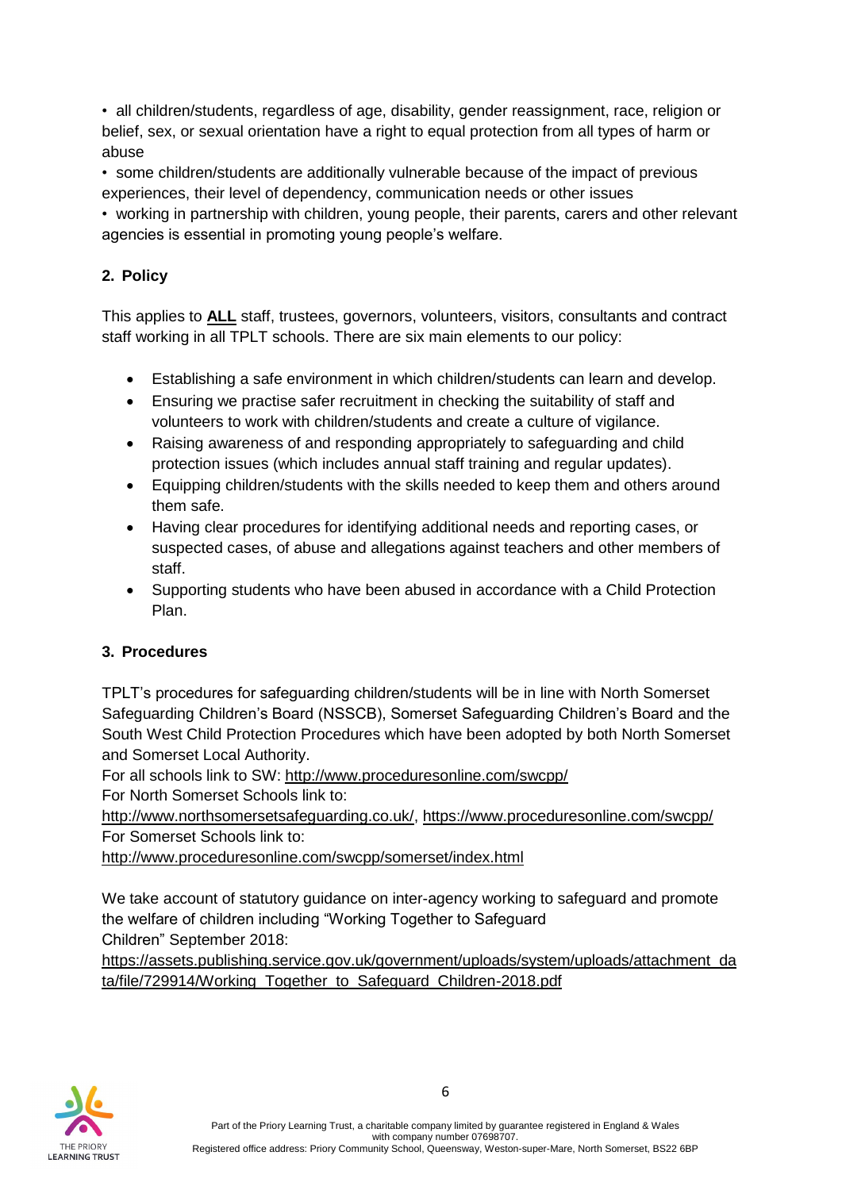- all children/students, regardless of age, disability, gender reassignment, race, religion or belief, sex, or sexual orientation have a right to equal protection from all types of harm or abuse
- some children/students are additionally vulnerable because of the impact of previous experiences, their level of dependency, communication needs or other issues
- working in partnership with children, young people, their parents, carers and other relevant agencies is essential in promoting young people's welfare.

## 2. Policy

This applies to **ALL** staff, trustees, governors, volunteers, visitors, consultants and contract staff working in all TPLT schools. There are six main elements to our policy:

- Establishing a safe environment in which children/students can learn and develop.
- Ensuring we practise safer recruitment in checking the suitability of staff and volunteers to work with children/students and create a culture of vigilance.
- Raising awareness of and responding appropriately to safeguarding and child protection issues (which includes annual staff training and regular updates).
- Equipping children/students with the skills needed to keep them and others around them safe.
- Having clear procedures for identifying additional needs and reporting cases, or suspected cases, of abuse and allegations against teachers and other members of staff.
- Supporting students who have been abused in accordance with a Child Protection Plan.

## 3. Procedures

TPLT's procedures for safeguarding children/students will be in line with North Somerset Safeguarding Children's Board (NSSCB), Somerset Safeguarding Children's Board and the South West Child Protection Procedures which have been adopted by both North Somerset and Somerset Local Authority.

For all schools link to SW: http://www.proceduresonline.com/swcpp/

For North Somerset Schools link to:

http://www.northsomersetsafeguarding.co.uk/, https://www.proceduresonline.com/swcpp/

For Somerset Schools link to:

http://www.proceduresonline.com/swcpp/somerset/index.html

We take account of statutory guidance on inter-agency working to safeguard and promote the welfare of children including "Working Together to Safeguard Children" September 2018:

https://assets.publishing.service.gov.uk/government/uploads/system/uploads/attachment_data/file/729914/Working_Together_to_Safeguard_Children-2018.pdf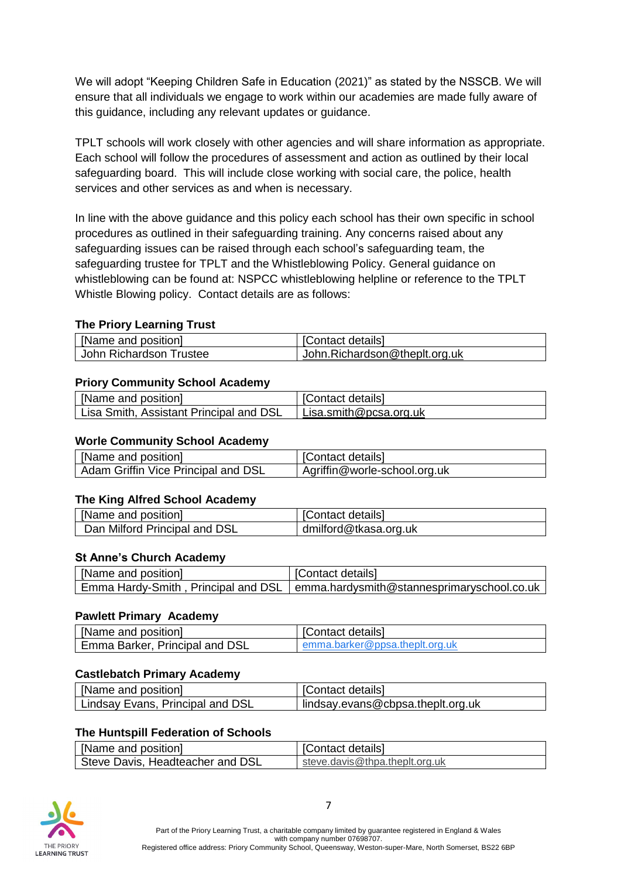We will adopt "Keeping Children Safe in Education (2021)" as stated by the NSSCB. We will ensure that all individuals we engage to work within our academies are made fully aware of this guidance, including any relevant updates or guidance.

TPLT schools will work closely with other agencies and will share information as appropriate. Each school will follow the procedures of assessment and action as outlined by their local safeguarding board. This will include close working with social care, the police, health services and other services as and when is necessary.

In line with the above guidance and this policy each school has their own specific in school procedures as outlined in their safeguarding training. Any concerns raised about any safeguarding issues can be raised through each school's safeguarding team, the safeguarding trustee for TPLT and the Whistleblowing Policy. General guidance on whistleblowing can be found at: NSPCC whistleblowing helpline or reference to the TPLT Whistle Blowing policy. Contact details are as follows:

**The Priory Learning Trust**

| [Name and position] | [Contact details] |
|---|---|
| John Richardson Trustee | John.Richardson@theplt.org.uk |

**Priory Community School Academy**

| [Name and position] | [Contact details] |
|---|---|
| Lisa Smith, Assistant Principal and DSL | Lisa.smith@pcsa.org.uk |

**Worle Community School Academy**

| [Name and position] | [Contact details] |
|---|---|
| Adam Griffin Vice Principal and DSL | Agriffin@worle-school.org.uk |

**The King Alfred School Academy**

| [Name and position] | [Contact details] |
|---|---|
| Dan Milford Principal and DSL | dmilford@tkasa.org.uk |

**St Anne's Church Academy**

| [Name and position] | [Contact details] |
|---|---|
| Emma Hardy-Smith , Principal and DSL | emma.hardysmith@stannesprimaryschool.co.uk |

**Pawlett Primary Academy**

| [Name and position] | [Contact details] |
|---|---|
| Emma Barker, Principal and DSL | emma.barker@ppsa.theplt.org.uk |

**Castlebatch Primary Academy**

| [Name and position] | [Contact details] |
|---|---|
| Lindsay Evans, Principal and DSL | lindsay.evans@cbpsa.theplt.org.uk |

**The Huntspill Federation of Schools**

| [Name and position] | [Contact details] |
|---|---|
| Steve Davis, Headteacher and DSL | steve.davis@thpa.theplt.org.uk |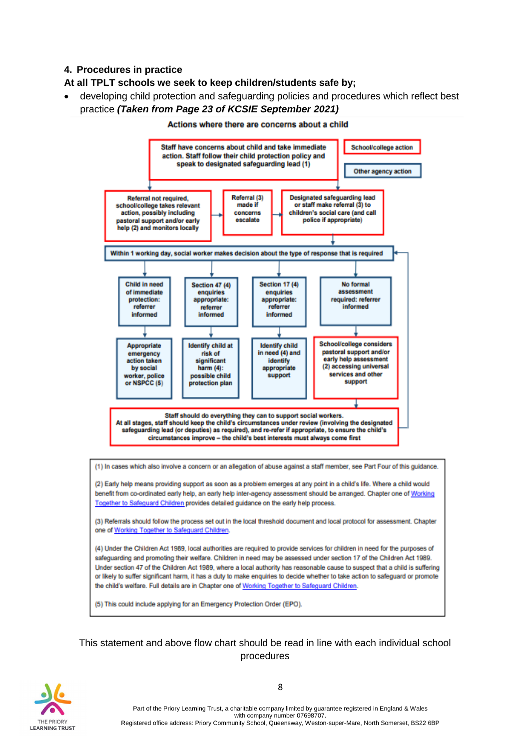## 4. Procedures in practice

**At all TPLT schools we seek to keep children/students safe by;**

- developing child protection and safeguarding policies and procedures which reflect best practice ***(Taken from Page 23 of KCSIE September 2021)***

**Actions where there are concerns about a child**

Staff have concerns about child and take immediate action. Staff follow their child protection policy and speak to designated safeguarding lead (1)

School/college action

Other agency action

Referral not required, school/college takes relevant action, possibly including pastoral support and/or early help (2) and monitors locally

Referral (3) made if concerns escalate

Designated safeguarding lead or staff make referral (3) to children's social care (and call police if appropriate)

Within 1 working day, social worker makes decision about the type of response that is required

Child in need of immediate protection: referrer informed

Section 47 (4) enquiries appropriate: referrer informed

Section 17 (4) enquiries appropriate: referrer informed

No formal assessment required: referrer informed

Appropriate emergency action taken by social worker, police or NSPCC (5)

Identify child at risk of significant harm (4): possible child protection plan

Identify child in need (4) and identify appropriate support

School/college considers pastoral support and/or early help assessment (2) accessing universal services and other support

Staff should do everything they can to support social workers.
At all stages, staff should keep the child's circumstances under review (involving the designated safeguarding lead (or deputies) as required), and re-refer if appropriate, to ensure the child's circumstances improve – the child's best interests must always come first

(1) In cases which also involve a concern or an allegation of abuse against a staff member, see Part Four of this guidance.

(2) Early help means providing support as soon as a problem emerges at any point in a child's life. Where a child would benefit from co-ordinated early help, an early help inter-agency assessment should be arranged. Chapter one of Working Together to Safeguard Children provides detailed guidance on the early help process.

(3) Referrals should follow the process set out in the local threshold document and local protocol for assessment. Chapter one of Working Together to Safeguard Children.

(4) Under the Children Act 1989, local authorities are required to provide services for children in need for the purposes of safeguarding and promoting their welfare. Children in need may be assessed under section 17 of the Children Act 1989. Under section 47 of the Children Act 1989, where a local authority has reasonable cause to suspect that a child is suffering or likely to suffer significant harm, it has a duty to make enquiries to decide whether to take action to safeguard or promote the child's welfare. Full details are in Chapter one of Working Together to Safeguard Children.

(5) This could include applying for an Emergency Protection Order (EPO).

This statement and above flow chart should be read in line with each individual school procedures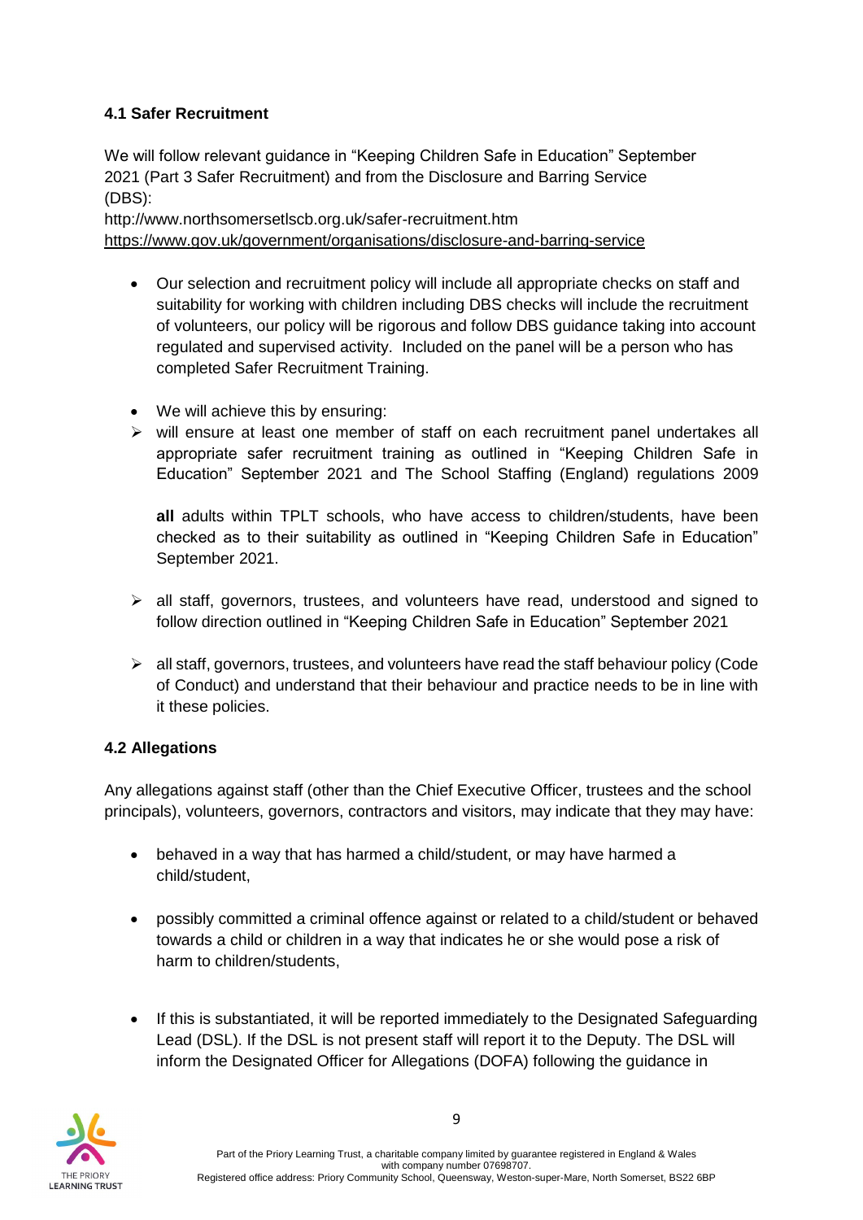### 4.1 Safer Recruitment

We will follow relevant guidance in "Keeping Children Safe in Education" September 2021 (Part 3 Safer Recruitment) and from the Disclosure and Barring Service (DBS):

http://www.northsomersetlscb.org.uk/safer-recruitment.htm
https://www.gov.uk/government/organisations/disclosure-and-barring-service

- Our selection and recruitment policy will include all appropriate checks on staff and suitability for working with children including DBS checks will include the recruitment of volunteers, our policy will be rigorous and follow DBS guidance taking into account regulated and supervised activity. Included on the panel will be a person who has completed Safer Recruitment Training.
- We will achieve this by ensuring:
  - will ensure at least one member of staff on each recruitment panel undertakes all appropriate safer recruitment training as outlined in "Keeping Children Safe in Education" September 2021 and The School Staffing (England) regulations 2009

    **all** adults within TPLT schools, who have access to children/students, have been checked as to their suitability as outlined in "Keeping Children Safe in Education" September 2021.

  - all staff, governors, trustees, and volunteers have read, understood and signed to follow direction outlined in "Keeping Children Safe in Education" September 2021
  - all staff, governors, trustees, and volunteers have read the staff behaviour policy (Code of Conduct) and understand that their behaviour and practice needs to be in line with it these policies.

### 4.2 Allegations

Any allegations against staff (other than the Chief Executive Officer, trustees and the school principals), volunteers, governors, contractors and visitors, may indicate that they may have:

- behaved in a way that has harmed a child/student, or may have harmed a child/student,
- possibly committed a criminal offence against or related to a child/student or behaved towards a child or children in a way that indicates he or she would pose a risk of harm to children/students,
- If this is substantiated, it will be reported immediately to the Designated Safeguarding Lead (DSL). If the DSL is not present staff will report it to the Deputy. The DSL will inform the Designated Officer for Allegations (DOFA) following the guidance in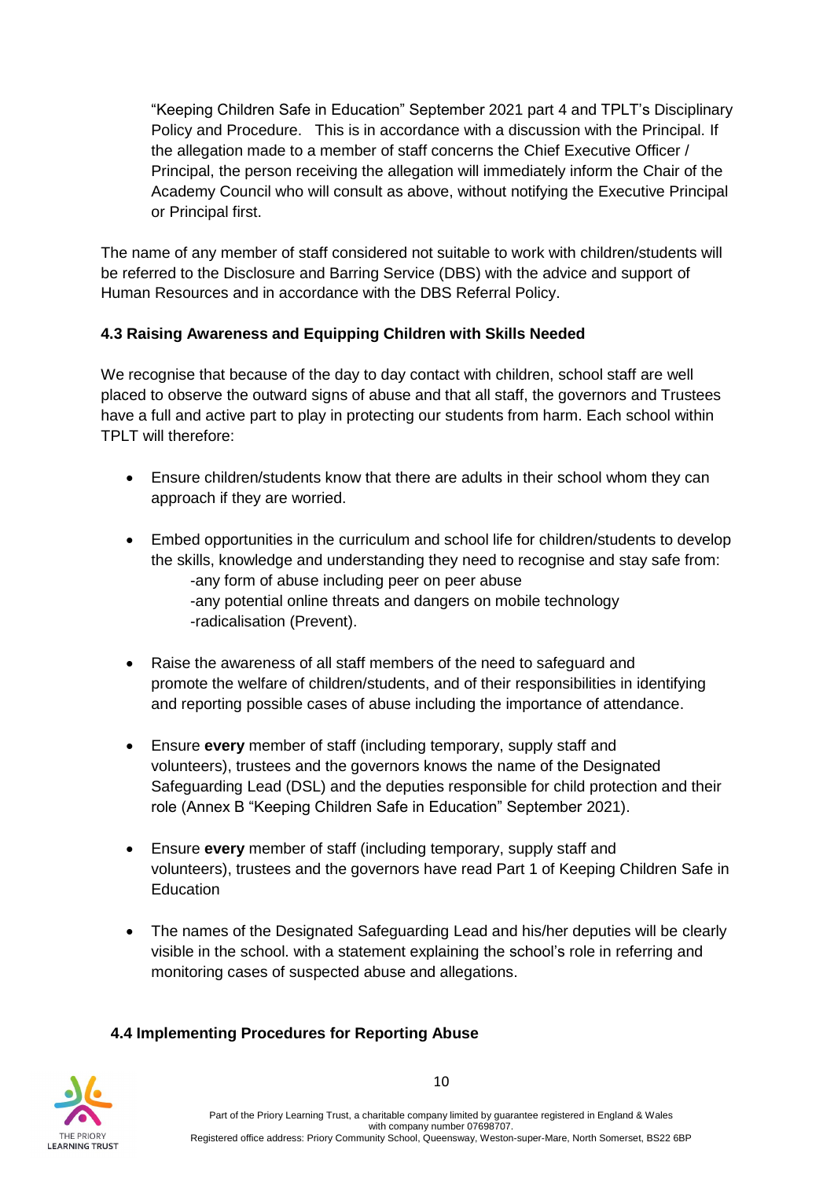"Keeping Children Safe in Education" September 2021 part 4 and TPLT's Disciplinary Policy and Procedure. This is in accordance with a discussion with the Principal. If the allegation made to a member of staff concerns the Chief Executive Officer / Principal, the person receiving the allegation will immediately inform the Chair of the Academy Council who will consult as above, without notifying the Executive Principal or Principal first.

The name of any member of staff considered not suitable to work with children/students will be referred to the Disclosure and Barring Service (DBS) with the advice and support of Human Resources and in accordance with the DBS Referral Policy.

### 4.3 Raising Awareness and Equipping Children with Skills Needed

We recognise that because of the day to day contact with children, school staff are well placed to observe the outward signs of abuse and that all staff, the governors and Trustees have a full and active part to play in protecting our students from harm. Each school within TPLT will therefore:

- Ensure children/students know that there are adults in their school whom they can approach if they are worried.
- Embed opportunities in the curriculum and school life for children/students to develop the skills, knowledge and understanding they need to recognise and stay safe from:
  - -any form of abuse including peer on peer abuse
  - -any potential online threats and dangers on mobile technology
  - -radicalisation (Prevent).
- Raise the awareness of all staff members of the need to safeguard and promote the welfare of children/students, and of their responsibilities in identifying and reporting possible cases of abuse including the importance of attendance.
- Ensure **every** member of staff (including temporary, supply staff and volunteers), trustees and the governors knows the name of the Designated Safeguarding Lead (DSL) and the deputies responsible for child protection and their role (Annex B "Keeping Children Safe in Education" September 2021).
- Ensure **every** member of staff (including temporary, supply staff and volunteers), trustees and the governors have read Part 1 of Keeping Children Safe in Education
- The names of the Designated Safeguarding Lead and his/her deputies will be clearly visible in the school. with a statement explaining the school's role in referring and monitoring cases of suspected abuse and allegations.

### 4.4 Implementing Procedures for Reporting Abuse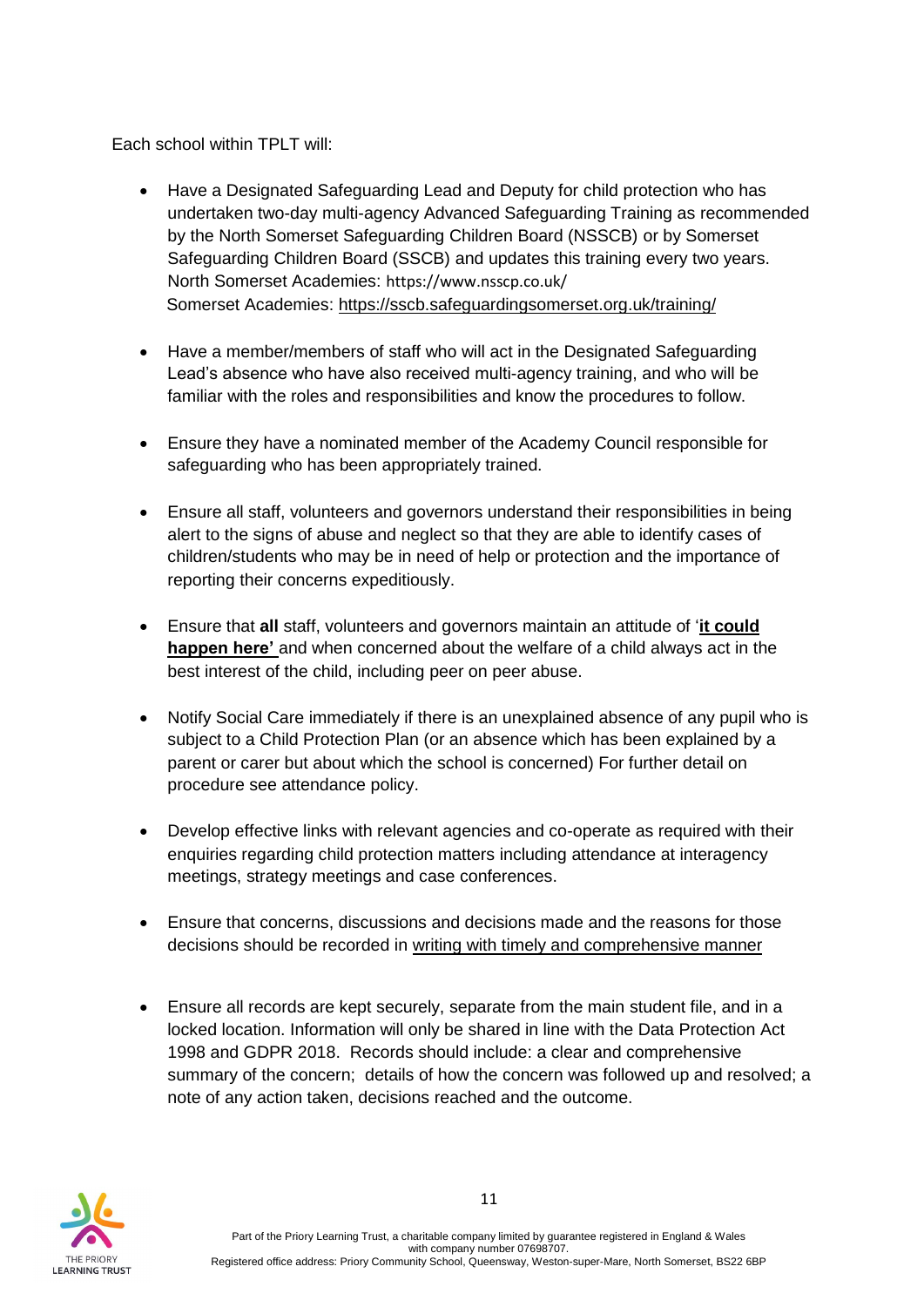Each school within TPLT will:

- Have a Designated Safeguarding Lead and Deputy for child protection who has undertaken two-day multi-agency Advanced Safeguarding Training as recommended by the North Somerset Safeguarding Children Board (NSSCB) or by Somerset Safeguarding Children Board (SSCB) and updates this training every two years. North Somerset Academies: https://www.nsscp.co.uk/
  Somerset Academies: https://sscb.safeguardingsomerset.org.uk/training/

- Have a member/members of staff who will act in the Designated Safeguarding Lead's absence who have also received multi-agency training, and who will be familiar with the roles and responsibilities and know the procedures to follow.

- Ensure they have a nominated member of the Academy Council responsible for safeguarding who has been appropriately trained.

- Ensure all staff, volunteers and governors understand their responsibilities in being alert to the signs of abuse and neglect so that they are able to identify cases of children/students who may be in need of help or protection and the importance of reporting their concerns expeditiously.

- Ensure that **all** staff, volunteers and governors maintain an attitude of '**it could happen here'** and when concerned about the welfare of a child always act in the best interest of the child, including peer on peer abuse.

- Notify Social Care immediately if there is an unexplained absence of any pupil who is subject to a Child Protection Plan (or an absence which has been explained by a parent or carer but about which the school is concerned) For further detail on procedure see attendance policy.

- Develop effective links with relevant agencies and co-operate as required with their enquiries regarding child protection matters including attendance at interagency meetings, strategy meetings and case conferences.

- Ensure that concerns, discussions and decisions made and the reasons for those decisions should be recorded in writing with timely and comprehensive manner

- Ensure all records are kept securely, separate from the main student file, and in a locked location. Information will only be shared in line with the Data Protection Act 1998 and GDPR 2018. Records should include: a clear and comprehensive summary of the concern; details of how the concern was followed up and resolved; a note of any action taken, decisions reached and the outcome.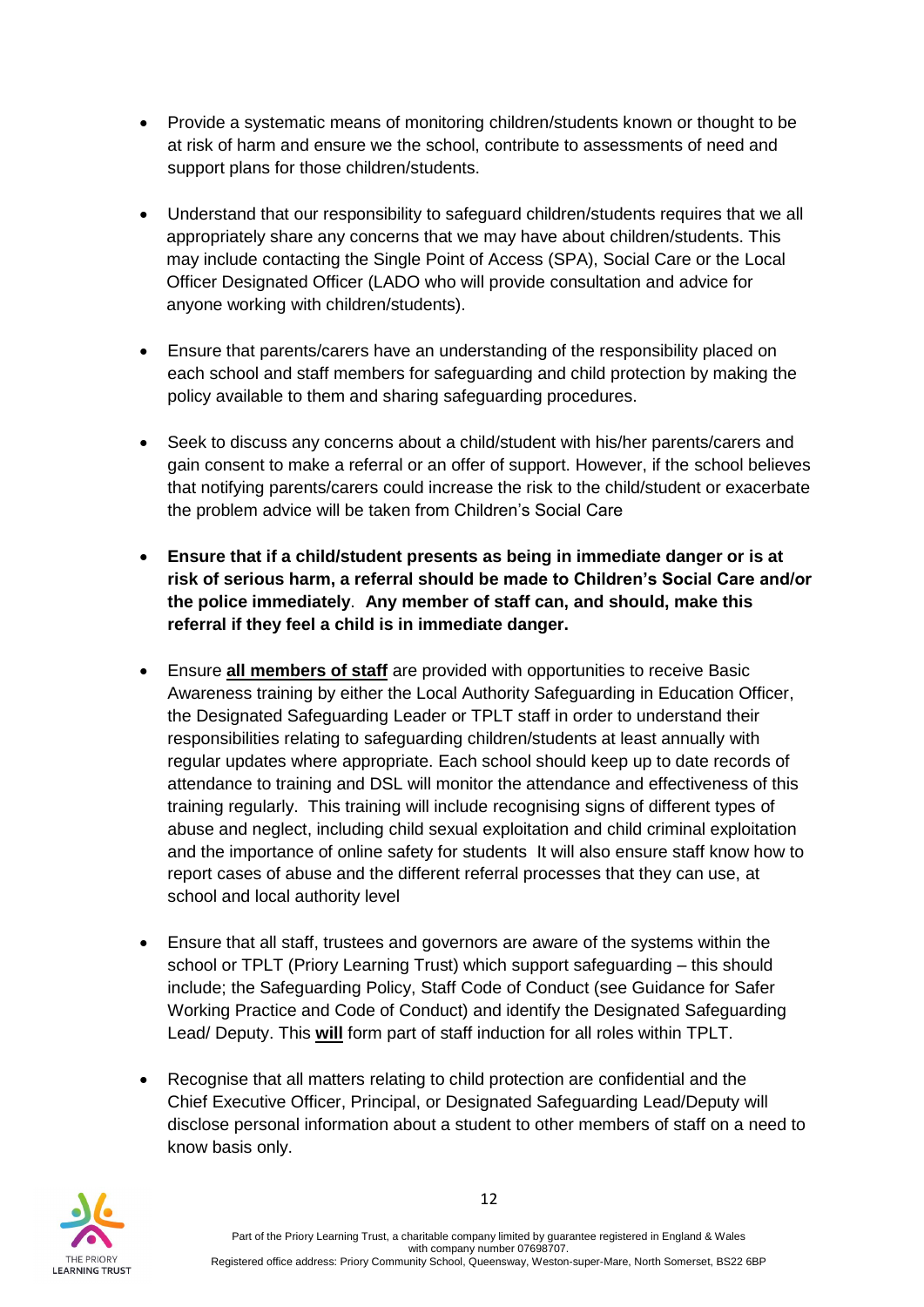- Provide a systematic means of monitoring children/students known or thought to be at risk of harm and ensure we the school, contribute to assessments of need and support plans for those children/students.

- Understand that our responsibility to safeguard children/students requires that we all appropriately share any concerns that we may have about children/students. This may include contacting the Single Point of Access (SPA), Social Care or the Local Officer Designated Officer (LADO who will provide consultation and advice for anyone working with children/students).

- Ensure that parents/carers have an understanding of the responsibility placed on each school and staff members for safeguarding and child protection by making the policy available to them and sharing safeguarding procedures.

- Seek to discuss any concerns about a child/student with his/her parents/carers and gain consent to make a referral or an offer of support. However, if the school believes that notifying parents/carers could increase the risk to the child/student or exacerbate the problem advice will be taken from Children's Social Care

- **Ensure that if a child/student presents as being in immediate danger or is at risk of serious harm, a referral should be made to Children's Social Care and/or the police immediately**. **Any member of staff can, and should, make this referral if they feel a child is in immediate danger.**

- Ensure **all members of staff** are provided with opportunities to receive Basic Awareness training by either the Local Authority Safeguarding in Education Officer, the Designated Safeguarding Leader or TPLT staff in order to understand their responsibilities relating to safeguarding children/students at least annually with regular updates where appropriate. Each school should keep up to date records of attendance to training and DSL will monitor the attendance and effectiveness of this training regularly. This training will include recognising signs of different types of abuse and neglect, including child sexual exploitation and child criminal exploitation and the importance of online safety for students It will also ensure staff know how to report cases of abuse and the different referral processes that they can use, at school and local authority level

- Ensure that all staff, trustees and governors are aware of the systems within the school or TPLT (Priory Learning Trust) which support safeguarding – this should include; the Safeguarding Policy, Staff Code of Conduct (see Guidance for Safer Working Practice and Code of Conduct) and identify the Designated Safeguarding Lead/ Deputy. This **will** form part of staff induction for all roles within TPLT.

- Recognise that all matters relating to child protection are confidential and the Chief Executive Officer, Principal, or Designated Safeguarding Lead/Deputy will disclose personal information about a student to other members of staff on a need to know basis only.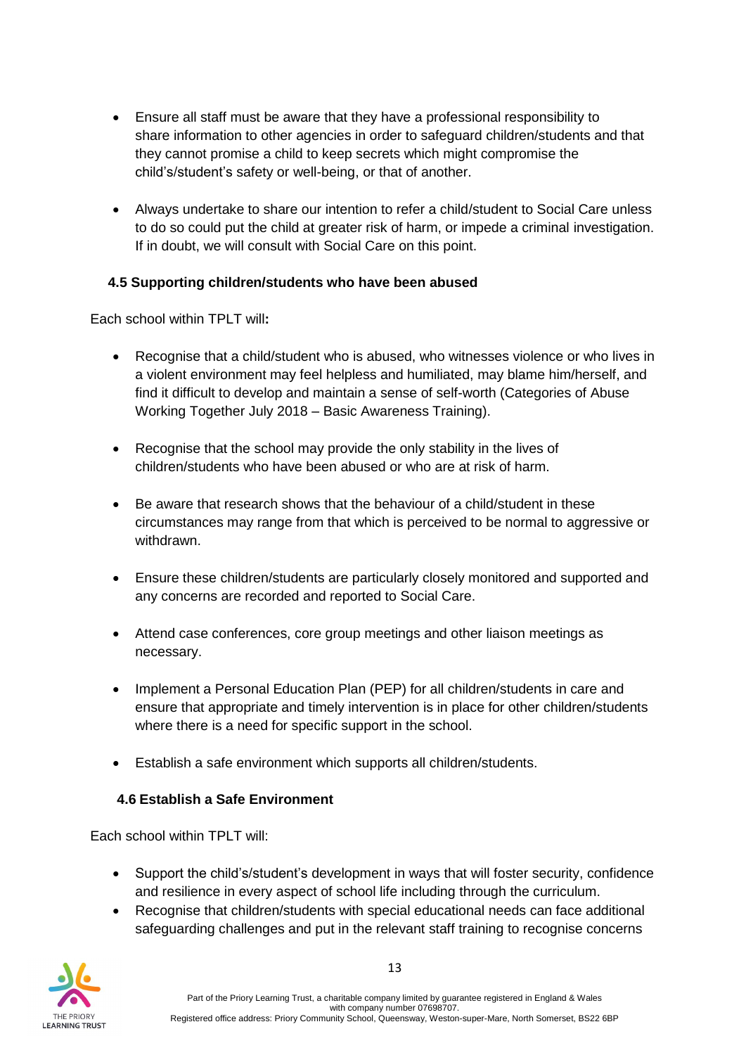- Ensure all staff must be aware that they have a professional responsibility to share information to other agencies in order to safeguard children/students and that they cannot promise a child to keep secrets which might compromise the child's/student's safety or well-being, or that of another.

- Always undertake to share our intention to refer a child/student to Social Care unless to do so could put the child at greater risk of harm, or impede a criminal investigation. If in doubt, we will consult with Social Care on this point.

### 4.5 Supporting children/students who have been abused

Each school within TPLT will**:**

- Recognise that a child/student who is abused, who witnesses violence or who lives in a violent environment may feel helpless and humiliated, may blame him/herself, and find it difficult to develop and maintain a sense of self-worth (Categories of Abuse Working Together July 2018 – Basic Awareness Training).

- Recognise that the school may provide the only stability in the lives of children/students who have been abused or who are at risk of harm.

- Be aware that research shows that the behaviour of a child/student in these circumstances may range from that which is perceived to be normal to aggressive or withdrawn.

- Ensure these children/students are particularly closely monitored and supported and any concerns are recorded and reported to Social Care.

- Attend case conferences, core group meetings and other liaison meetings as necessary.

- Implement a Personal Education Plan (PEP) for all children/students in care and ensure that appropriate and timely intervention is in place for other children/students where there is a need for specific support in the school.

- Establish a safe environment which supports all children/students.

### 4.6 Establish a Safe Environment

Each school within TPLT will:

- Support the child's/student's development in ways that will foster security, confidence and resilience in every aspect of school life including through the curriculum.
- Recognise that children/students with special educational needs can face additional safeguarding challenges and put in the relevant staff training to recognise concerns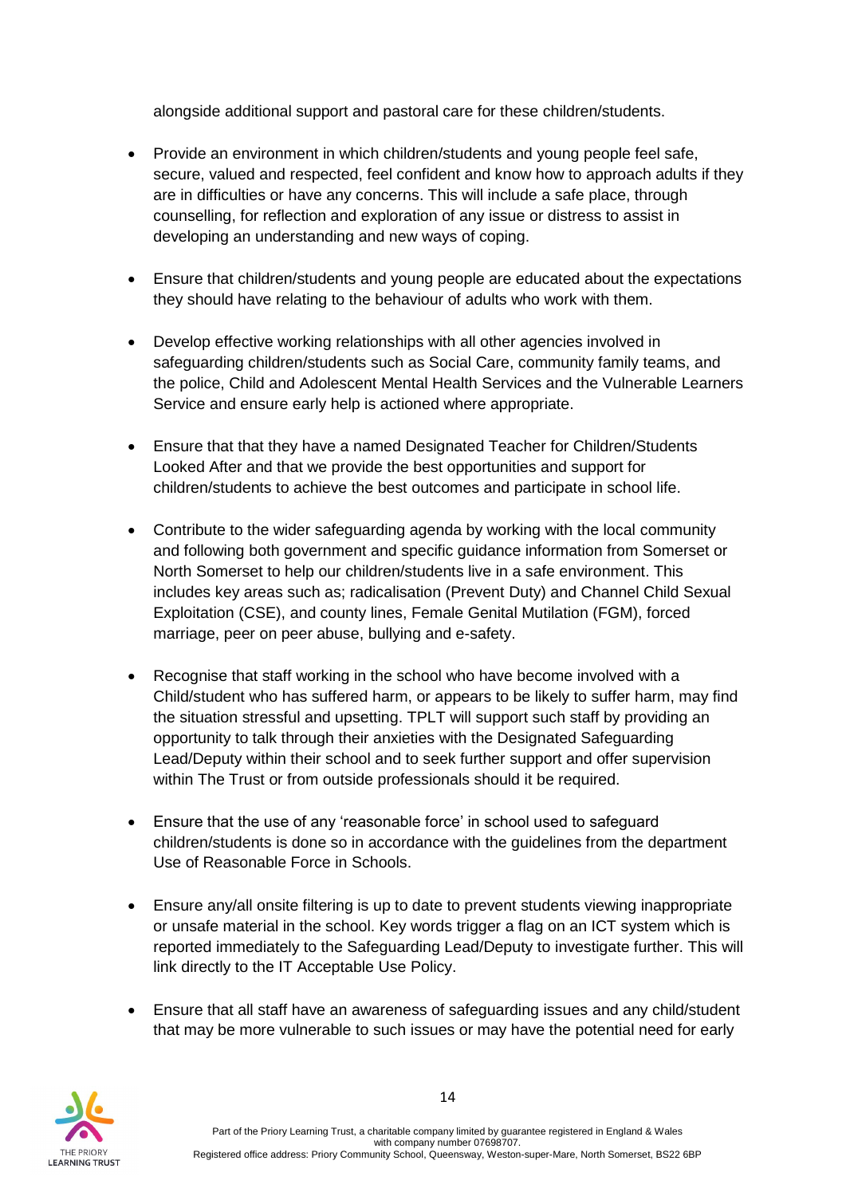alongside additional support and pastoral care for these children/students.

- Provide an environment in which children/students and young people feel safe, secure, valued and respected, feel confident and know how to approach adults if they are in difficulties or have any concerns. This will include a safe place, through counselling, for reflection and exploration of any issue or distress to assist in developing an understanding and new ways of coping.

- Ensure that children/students and young people are educated about the expectations they should have relating to the behaviour of adults who work with them.

- Develop effective working relationships with all other agencies involved in safeguarding children/students such as Social Care, community family teams, and the police, Child and Adolescent Mental Health Services and the Vulnerable Learners Service and ensure early help is actioned where appropriate.

- Ensure that that they have a named Designated Teacher for Children/Students Looked After and that we provide the best opportunities and support for children/students to achieve the best outcomes and participate in school life.

- Contribute to the wider safeguarding agenda by working with the local community and following both government and specific guidance information from Somerset or North Somerset to help our children/students live in a safe environment. This includes key areas such as; radicalisation (Prevent Duty) and Channel Child Sexual Exploitation (CSE), and county lines, Female Genital Mutilation (FGM), forced marriage, peer on peer abuse, bullying and e-safety.

- Recognise that staff working in the school who have become involved with a Child/student who has suffered harm, or appears to be likely to suffer harm, may find the situation stressful and upsetting. TPLT will support such staff by providing an opportunity to talk through their anxieties with the Designated Safeguarding Lead/Deputy within their school and to seek further support and offer supervision within The Trust or from outside professionals should it be required.

- Ensure that the use of any 'reasonable force' in school used to safeguard children/students is done so in accordance with the guidelines from the department Use of Reasonable Force in Schools.

- Ensure any/all onsite filtering is up to date to prevent students viewing inappropriate or unsafe material in the school. Key words trigger a flag on an ICT system which is reported immediately to the Safeguarding Lead/Deputy to investigate further. This will link directly to the IT Acceptable Use Policy.

- Ensure that all staff have an awareness of safeguarding issues and any child/student that may be more vulnerable to such issues or may have the potential need for early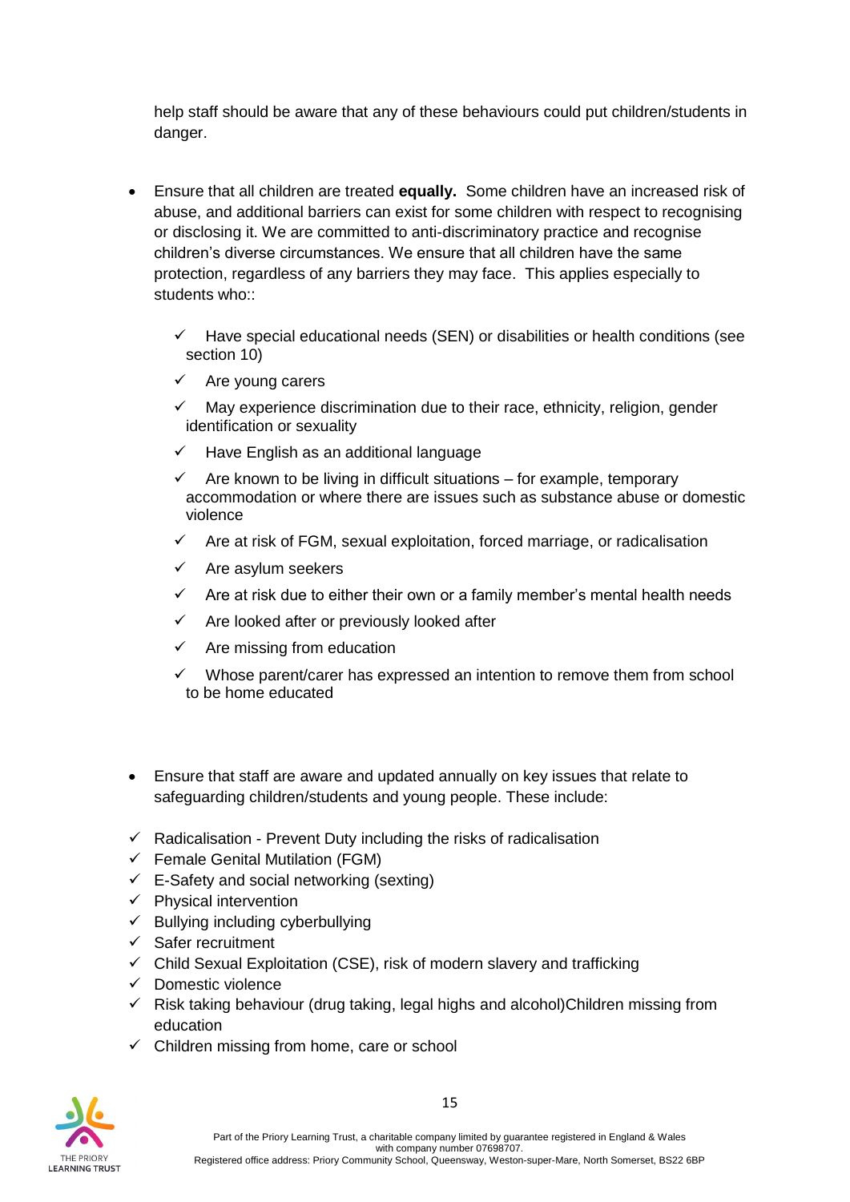help staff should be aware that any of these behaviours could put children/students in danger.

- Ensure that all children are treated **equally.** Some children have an increased risk of abuse, and additional barriers can exist for some children with respect to recognising or disclosing it. We are committed to anti-discriminatory practice and recognise children's diverse circumstances. We ensure that all children have the same protection, regardless of any barriers they may face. This applies especially to students who::
  - ✓ Have special educational needs (SEN) or disabilities or health conditions (see section 10)
  - ✓ Are young carers
  - ✓ May experience discrimination due to their race, ethnicity, religion, gender identification or sexuality
  - ✓ Have English as an additional language
  - ✓ Are known to be living in difficult situations – for example, temporary accommodation or where there are issues such as substance abuse or domestic violence
  - ✓ Are at risk of FGM, sexual exploitation, forced marriage, or radicalisation
  - ✓ Are asylum seekers
  - ✓ Are at risk due to either their own or a family member's mental health needs
  - ✓ Are looked after or previously looked after
  - ✓ Are missing from education
  - ✓ Whose parent/carer has expressed an intention to remove them from school to be home educated

- Ensure that staff are aware and updated annually on key issues that relate to safeguarding children/students and young people. These include:

- ✓ Radicalisation - Prevent Duty including the risks of radicalisation
- ✓ Female Genital Mutilation (FGM)
- ✓ E-Safety and social networking (sexting)
- ✓ Physical intervention
- ✓ Bullying including cyberbullying
- ✓ Safer recruitment
- ✓ Child Sexual Exploitation (CSE), risk of modern slavery and trafficking
- ✓ Domestic violence
- ✓ Risk taking behaviour (drug taking, legal highs and alcohol)Children missing from education
- ✓ Children missing from home, care or school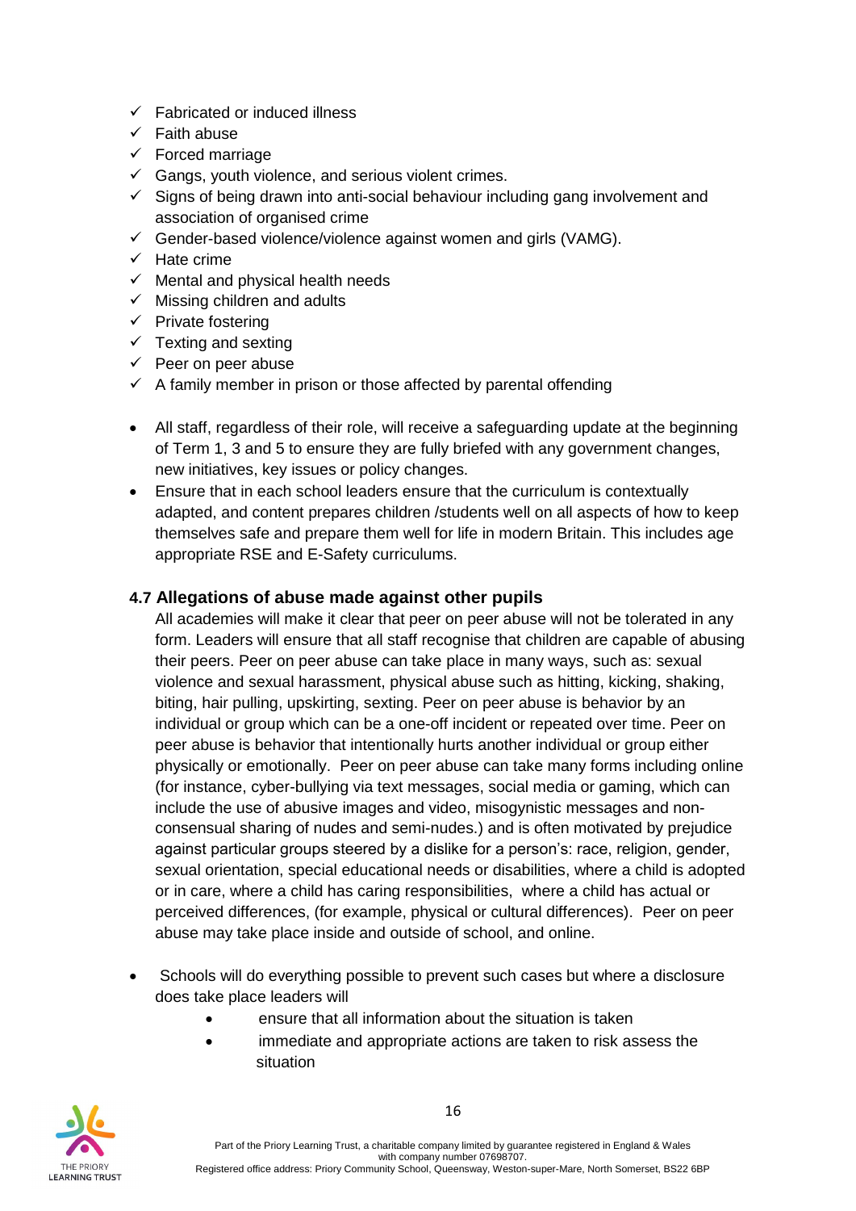- ✓ Fabricated or induced illness
- ✓ Faith abuse
- ✓ Forced marriage
- ✓ Gangs, youth violence, and serious violent crimes.
- ✓ Signs of being drawn into anti-social behaviour including gang involvement and association of organised crime
- ✓ Gender-based violence/violence against women and girls (VAMG).
- ✓ Hate crime
- ✓ Mental and physical health needs
- ✓ Missing children and adults
- ✓ Private fostering
- ✓ Texting and sexting
- ✓ Peer on peer abuse
- ✓ A family member in prison or those affected by parental offending

- All staff, regardless of their role, will receive a safeguarding update at the beginning of Term 1, 3 and 5 to ensure they are fully briefed with any government changes, new initiatives, key issues or policy changes.
- Ensure that in each school leaders ensure that the curriculum is contextually adapted, and content prepares children /students well on all aspects of how to keep themselves safe and prepare them well for life in modern Britain. This includes age appropriate RSE and E-Safety curriculums.

### 4.7 Allegations of abuse made against other pupils

All academies will make it clear that peer on peer abuse will not be tolerated in any form. Leaders will ensure that all staff recognise that children are capable of abusing their peers. Peer on peer abuse can take place in many ways, such as: sexual violence and sexual harassment, physical abuse such as hitting, kicking, shaking, biting, hair pulling, upskirting, sexting. Peer on peer abuse is behavior by an individual or group which can be a one-off incident or repeated over time. Peer on peer abuse is behavior that intentionally hurts another individual or group either physically or emotionally. Peer on peer abuse can take many forms including online (for instance, cyber-bullying via text messages, social media or gaming, which can include the use of abusive images and video, misogynistic messages and non-consensual sharing of nudes and semi-nudes.) and is often motivated by prejudice against particular groups steered by a dislike for a person's: race, religion, gender, sexual orientation, special educational needs or disabilities, where a child is adopted or in care, where a child has caring responsibilities, where a child has actual or perceived differences, (for example, physical or cultural differences). Peer on peer abuse may take place inside and outside of school, and online.

- Schools will do everything possible to prevent such cases but where a disclosure does take place leaders will
  - ensure that all information about the situation is taken
  - immediate and appropriate actions are taken to risk assess the situation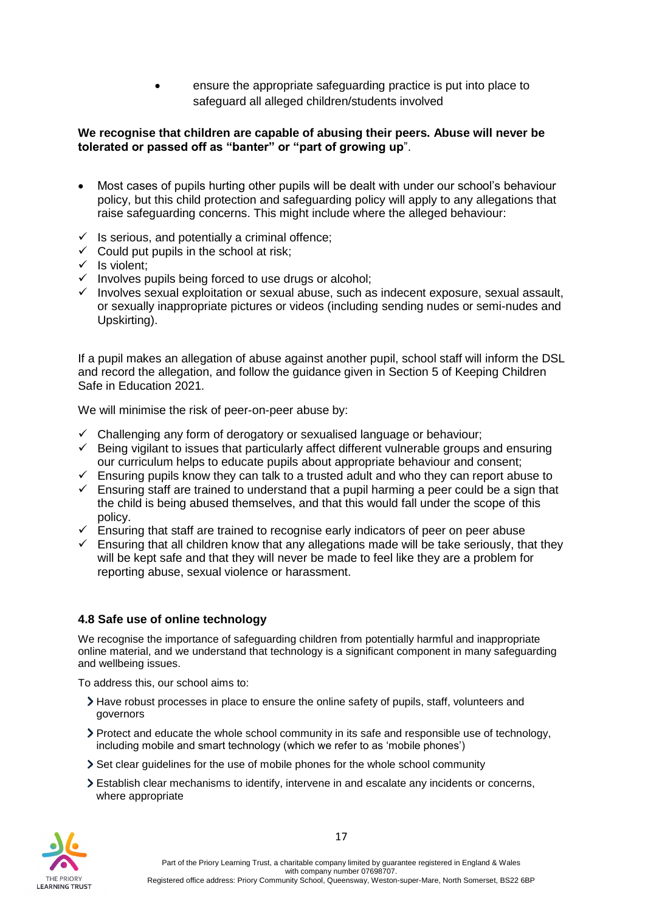- ensure the appropriate safeguarding practice is put into place to safeguard all alleged children/students involved

**We recognise that children are capable of abusing their peers. Abuse will never be tolerated or passed off as "banter" or "part of growing up"**.

- Most cases of pupils hurting other pupils will be dealt with under our school's behaviour policy, but this child protection and safeguarding policy will apply to any allegations that raise safeguarding concerns. This might include where the alleged behaviour:

- ✓ Is serious, and potentially a criminal offence;
- ✓ Could put pupils in the school at risk;
- ✓ Is violent;
- ✓ Involves pupils being forced to use drugs or alcohol;
- ✓ Involves sexual exploitation or sexual abuse, such as indecent exposure, sexual assault, or sexually inappropriate pictures or videos (including sending nudes or semi-nudes and Upskirting).

If a pupil makes an allegation of abuse against another pupil, school staff will inform the DSL and record the allegation, and follow the guidance given in Section 5 of Keeping Children Safe in Education 2021.

We will minimise the risk of peer-on-peer abuse by:

- ✓ Challenging any form of derogatory or sexualised language or behaviour;
- ✓ Being vigilant to issues that particularly affect different vulnerable groups and ensuring our curriculum helps to educate pupils about appropriate behaviour and consent;
- ✓ Ensuring pupils know they can talk to a trusted adult and who they can report abuse to
- ✓ Ensuring staff are trained to understand that a pupil harming a peer could be a sign that the child is being abused themselves, and that this would fall under the scope of this policy.
- ✓ Ensuring that staff are trained to recognise early indicators of peer on peer abuse
- ✓ Ensuring that all children know that any allegations made will be take seriously, that they will be kept safe and that they will never be made to feel like they are a problem for reporting abuse, sexual violence or harassment.

### 4.8 Safe use of online technology

We recognise the importance of safeguarding children from potentially harmful and inappropriate online material, and we understand that technology is a significant component in many safeguarding and wellbeing issues.

To address this, our school aims to:

- Have robust processes in place to ensure the online safety of pupils, staff, volunteers and governors
- Protect and educate the whole school community in its safe and responsible use of technology, including mobile and smart technology (which we refer to as 'mobile phones')
- Set clear guidelines for the use of mobile phones for the whole school community
- Establish clear mechanisms to identify, intervene in and escalate any incidents or concerns, where appropriate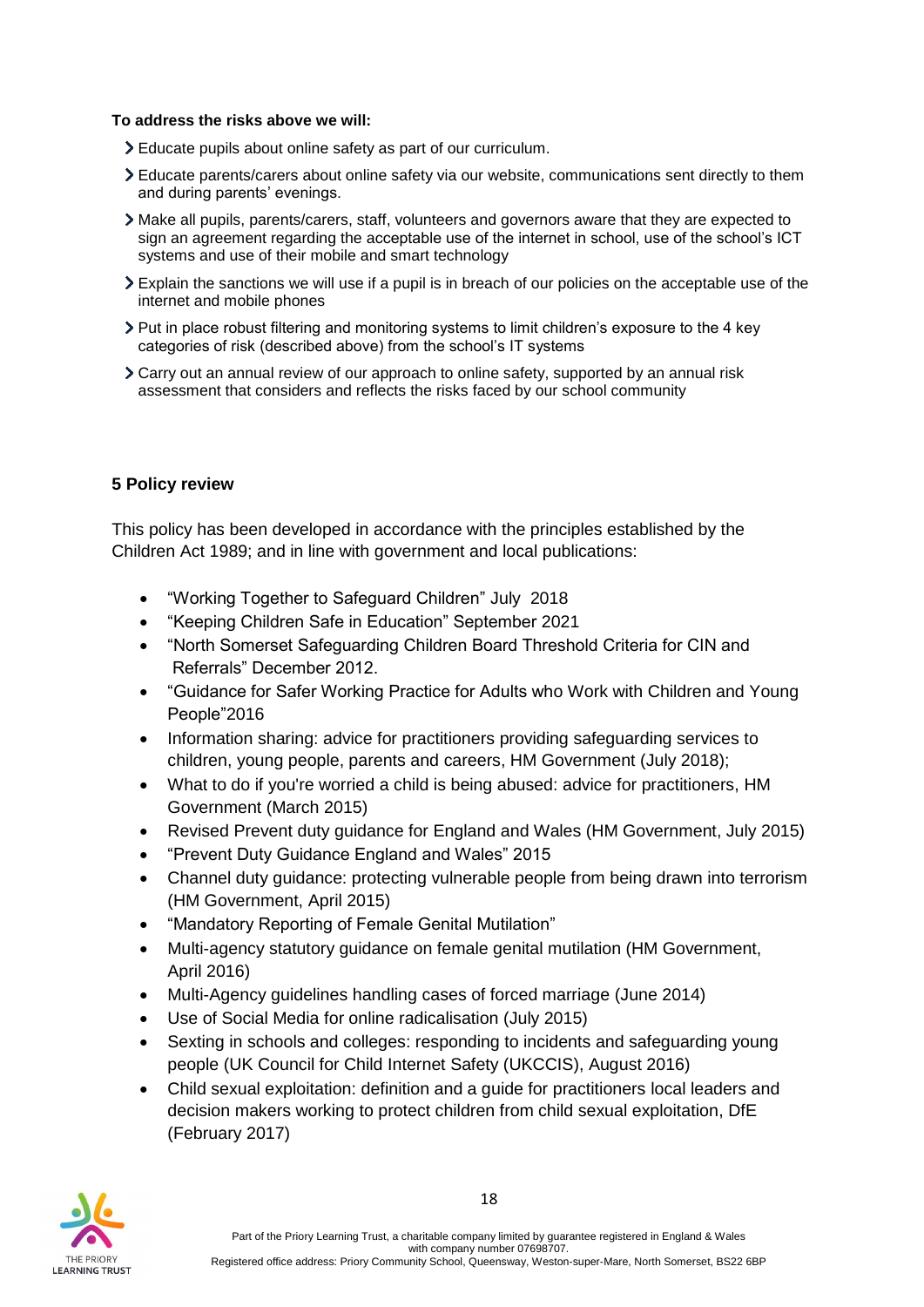**To address the risks above we will:**

- Educate pupils about online safety as part of our curriculum.
- Educate parents/carers about online safety via our website, communications sent directly to them and during parents' evenings.
- Make all pupils, parents/carers, staff, volunteers and governors aware that they are expected to sign an agreement regarding the acceptable use of the internet in school, use of the school's ICT systems and use of their mobile and smart technology
- Explain the sanctions we will use if a pupil is in breach of our policies on the acceptable use of the internet and mobile phones
- Put in place robust filtering and monitoring systems to limit children's exposure to the 4 key categories of risk (described above) from the school's IT systems
- Carry out an annual review of our approach to online safety, supported by an annual risk assessment that considers and reflects the risks faced by our school community

## 5 Policy review

This policy has been developed in accordance with the principles established by the Children Act 1989; and in line with government and local publications:

- "Working Together to Safeguard Children" July 2018
- "Keeping Children Safe in Education" September 2021
- "North Somerset Safeguarding Children Board Threshold Criteria for CIN and Referrals" December 2012.
- "Guidance for Safer Working Practice for Adults who Work with Children and Young People"2016
- Information sharing: advice for practitioners providing safeguarding services to children, young people, parents and careers, HM Government (July 2018);
- What to do if you're worried a child is being abused: advice for practitioners, HM Government (March 2015)
- Revised Prevent duty guidance for England and Wales (HM Government, July 2015)
- "Prevent Duty Guidance England and Wales" 2015
- Channel duty guidance: protecting vulnerable people from being drawn into terrorism (HM Government, April 2015)
- "Mandatory Reporting of Female Genital Mutilation"
- Multi-agency statutory guidance on female genital mutilation (HM Government, April 2016)
- Multi-Agency guidelines handling cases of forced marriage (June 2014)
- Use of Social Media for online radicalisation (July 2015)
- Sexting in schools and colleges: responding to incidents and safeguarding young people (UK Council for Child Internet Safety (UKCCIS), August 2016)
- Child sexual exploitation: definition and a guide for practitioners local leaders and decision makers working to protect children from child sexual exploitation, DfE (February 2017)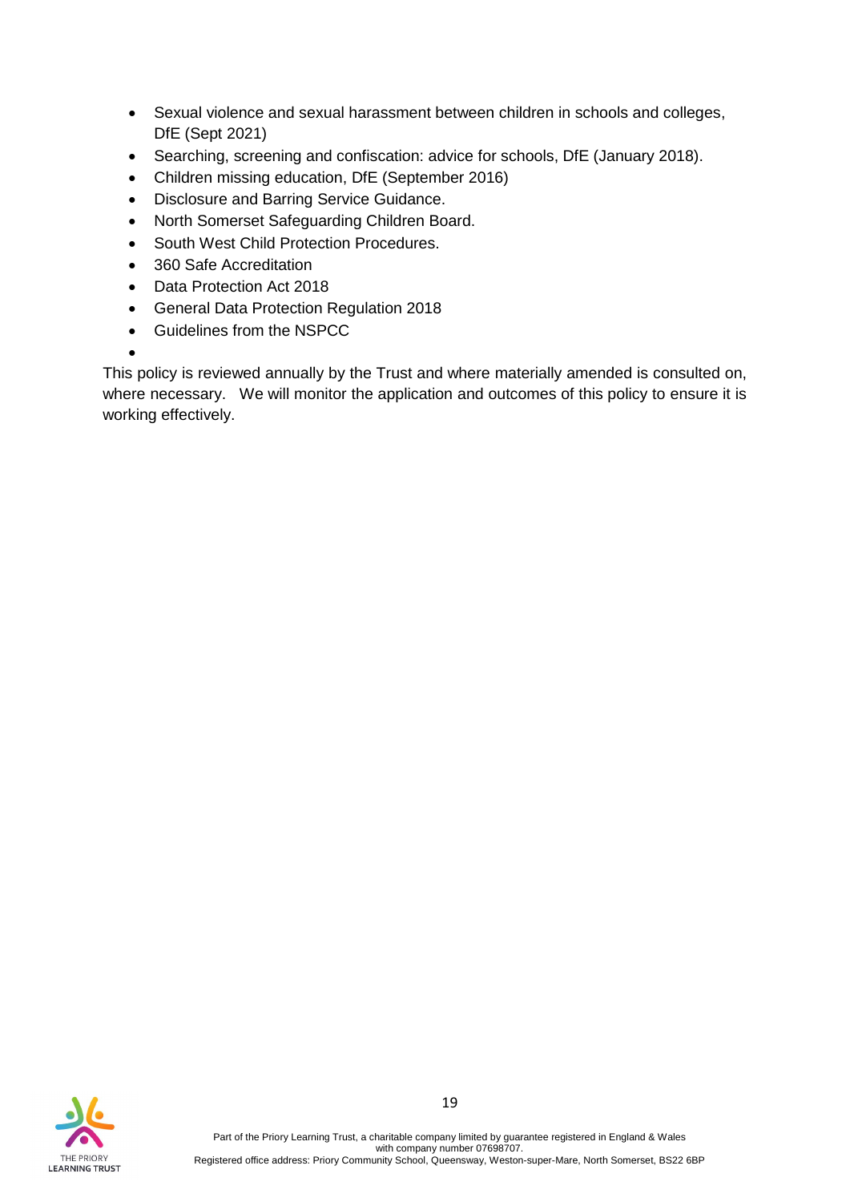- Sexual violence and sexual harassment between children in schools and colleges, DfE (Sept 2021)
- Searching, screening and confiscation: advice for schools, DfE (January 2018).
- Children missing education, DfE (September 2016)
- Disclosure and Barring Service Guidance.
- North Somerset Safeguarding Children Board.
- South West Child Protection Procedures.
- 360 Safe Accreditation
- Data Protection Act 2018
- General Data Protection Regulation 2018
- Guidelines from the NSPCC

This policy is reviewed annually by the Trust and where materially amended is consulted on, where necessary. We will monitor the application and outcomes of this policy to ensure it is working effectively.